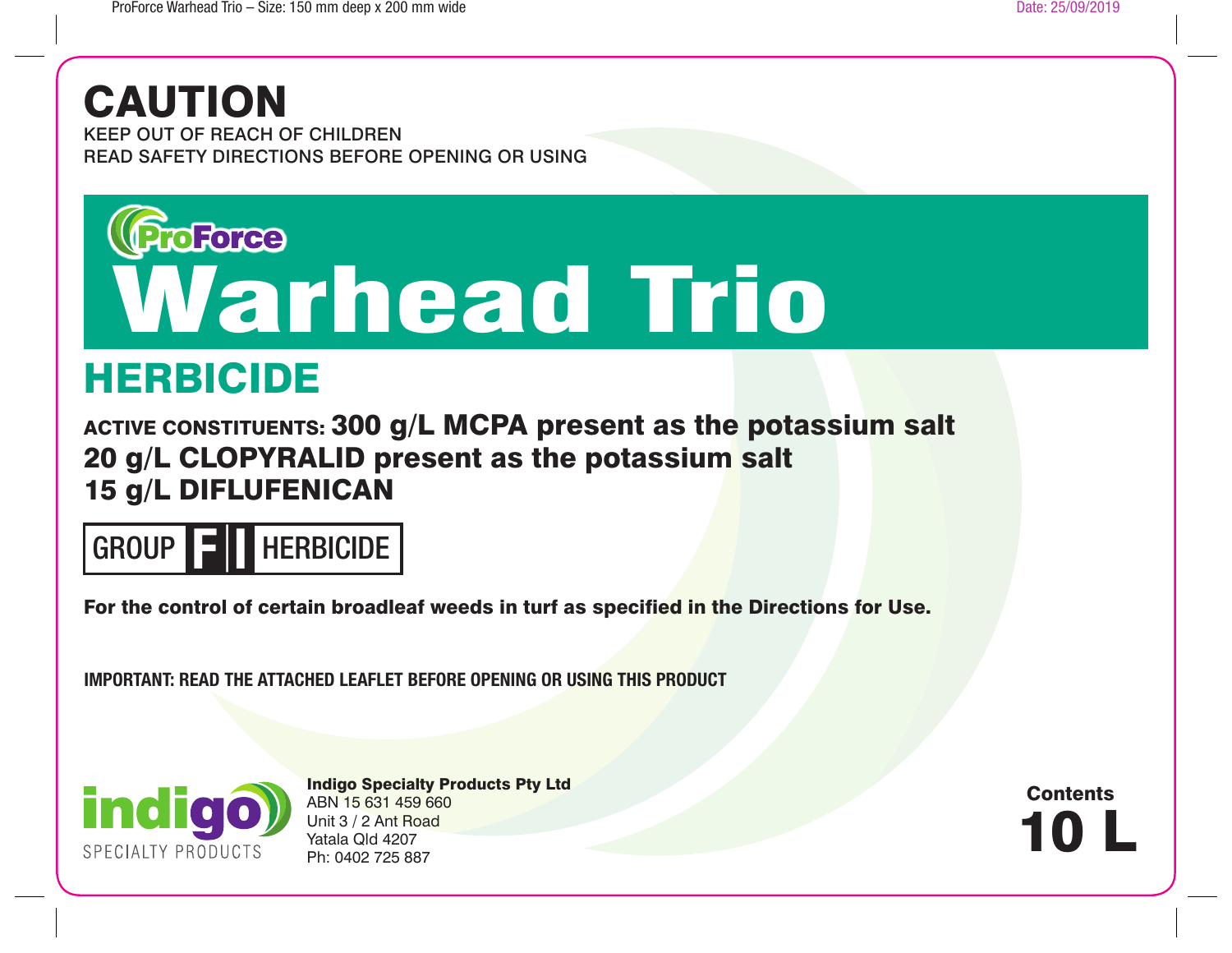# CAUTION

KEEP OUT OF REACH OF CHILDREN
READ SAFETY DIRECTIONS BEFORE OPENING OR USING

ProForce

# Warhead Trio

## HERBICIDE

**ACTIVE CONSTITUENTS: 300 g/L MCPA present as the potassium salt**
**20 g/L CLOPYRALID present as the potassium salt**
**15 g/L DIFLUFENICAN**

GROUP **F I** HERBICIDE

**For the control of certain broadleaf weeds in turf as specified in the Directions for Use.**

**IMPORTANT: READ THE ATTACHED LEAFLET BEFORE OPENING OR USING THIS PRODUCT**

indigo SPECIALTY PRODUCTS

**Indigo Specialty Products Pty Ltd**
ABN 15 631 459 660
Unit 3 / 2 Ant Road
Yatala Qld 4207
Ph: 0402 725 887

**Contents**
**10 L**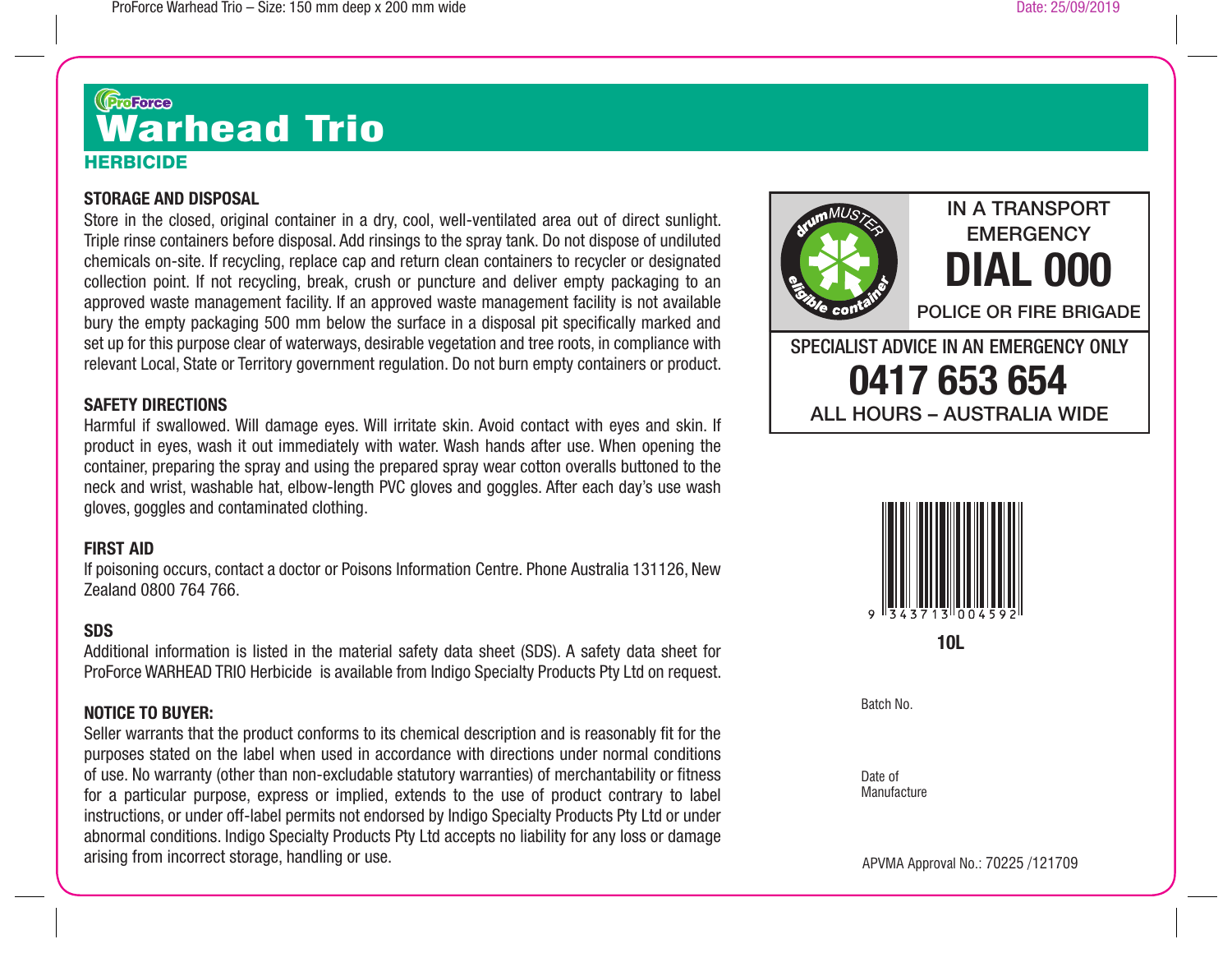ProForce

# Warhead Trio

**HERBICIDE**

## STORAGE AND DISPOSAL

Store in the closed, original container in a dry, cool, well-ventilated area out of direct sunlight. Triple rinse containers before disposal. Add rinsings to the spray tank. Do not dispose of undiluted chemicals on-site. If recycling, replace cap and return clean containers to recycler or designated collection point. If not recycling, break, crush or puncture and deliver empty packaging to an approved waste management facility. If an approved waste management facility is not available bury the empty packaging 500 mm below the surface in a disposal pit specifically marked and set up for this purpose clear of waterways, desirable vegetation and tree roots, in compliance with relevant Local, State or Territory government regulation. Do not burn empty containers or product.

## SAFETY DIRECTIONS

Harmful if swallowed. Will damage eyes. Will irritate skin. Avoid contact with eyes and skin. If product in eyes, wash it out immediately with water. Wash hands after use. When opening the container, preparing the spray and using the prepared spray wear cotton overalls buttoned to the neck and wrist, washable hat, elbow-length PVC gloves and goggles. After each day's use wash gloves, goggles and contaminated clothing.

## FIRST AID

If poisoning occurs, contact a doctor or Poisons Information Centre. Phone Australia 131126, New Zealand 0800 764 766.

## SDS

Additional information is listed in the material safety data sheet (SDS). A safety data sheet for ProForce WARHEAD TRIO Herbicide is available from Indigo Specialty Products Pty Ltd on request.

## NOTICE TO BUYER:

Seller warrants that the product conforms to its chemical description and is reasonably fit for the purposes stated on the label when used in accordance with directions under normal conditions of use. No warranty (other than non-excludable statutory warranties) of merchantability or fitness for a particular purpose, express or implied, extends to the use of product contrary to label instructions, or under off-label permits not endorsed by Indigo Specialty Products Pty Ltd or under abnormal conditions. Indigo Specialty Products Pty Ltd accepts no liability for any loss or damage arising from incorrect storage, handling or use.

drumMUSTER eligible container

IN A TRANSPORT EMERGENCY

**DIAL 000**

POLICE OR FIRE BRIGADE

SPECIALIST ADVICE IN AN EMERGENCY ONLY

**0417 653 654**

ALL HOURS – AUSTRALIA WIDE

9 343713 004592

**10L**

Batch No.

Date of Manufacture

APVMA Approval No.: 70225 /121709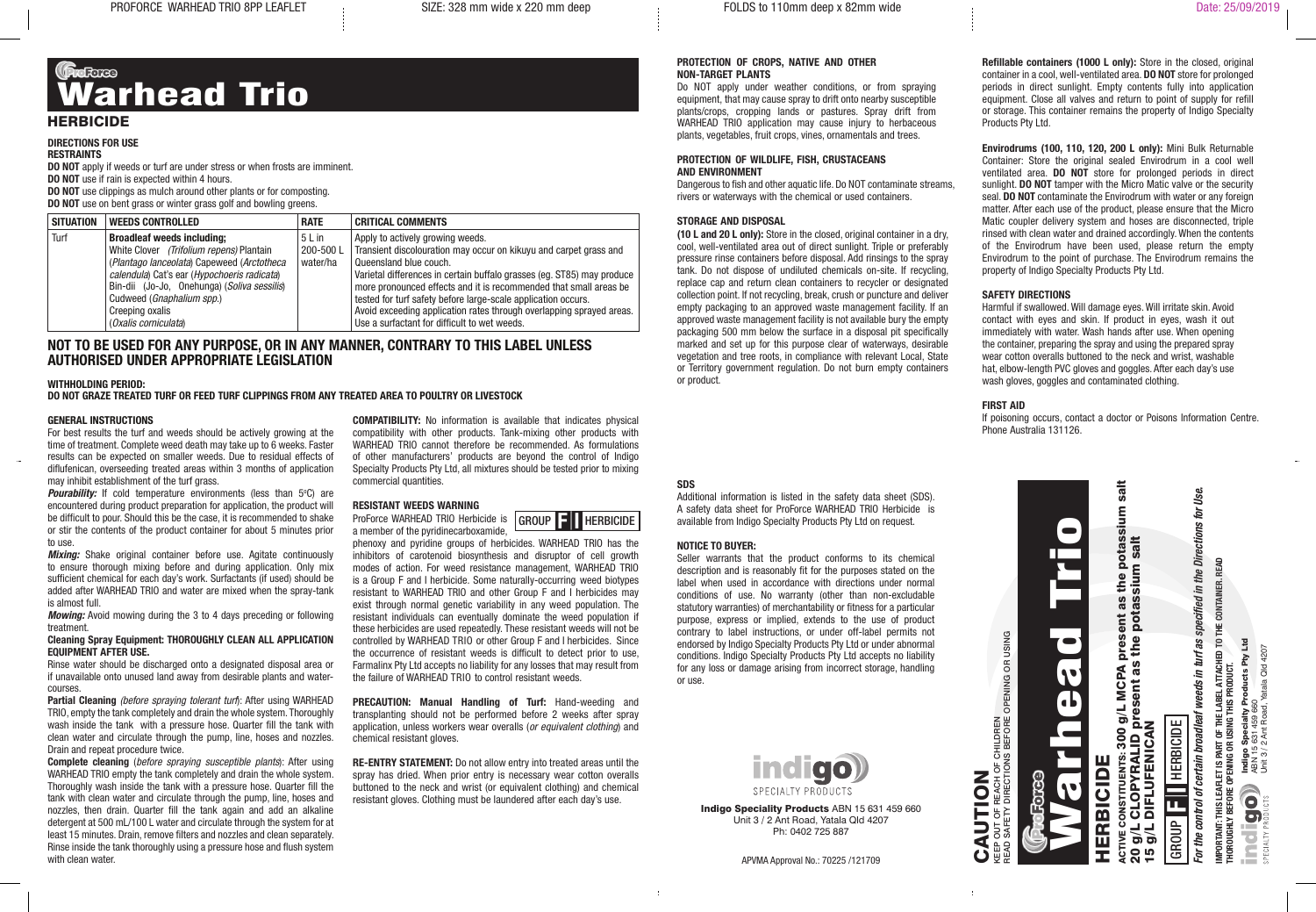# Warhead Trio

## HERBICIDE

### DIRECTIONS FOR USE

**RESTRAINTS**

**DO NOT** apply if weeds or turf are under stress or when frosts are imminent.
**DO NOT** use if rain is expected within 4 hours.
**DO NOT** use clippings as mulch around other plants or for composting.
**DO NOT** use on bent grass or winter grass golf and bowling greens.

| SITUATION | WEEDS CONTROLLED | RATE | CRITICAL COMMENTS |
|---|---|---|---|
| Turf | **Broadleaf weeds including;** White Clover *(Trifolium repens)* Plantain *(Plantago lanceolata)* Capeweed *(Arctotheca calendula)* Cat's ear *(Hypochoeris radicata)* Bin-dii (Jo-Jo, Onehunga) *(Soliva sessilis)* Cudweed *(Gnaphalium spp.)* Creeping oxalis *(Oxalis corniculata)* | 5 L in 200-500 L water/ha | Apply to actively growing weeds. Transient discolouration may occur on kikuyu and carpet grass and Queensland blue couch. Varietal differences in certain buffalo grasses (eg. ST85) may produce more pronounced effects and it is recommended that small areas be tested for turf safety before large-scale application occurs. Avoid exceeding application rates through overlapping sprayed areas. Use a surfactant for difficult to wet weeds. |

### NOT TO BE USED FOR ANY PURPOSE, OR IN ANY MANNER, CONTRARY TO THIS LABEL UNLESS AUTHORISED UNDER APPROPRIATE LEGISLATION

**WITHHOLDING PERIOD:**
**DO NOT GRAZE TREATED TURF OR FEED TURF CLIPPINGS FROM ANY TREATED AREA TO POULTRY OR LIVESTOCK**

**GENERAL INSTRUCTIONS**

For best results the turf and weeds should be actively growing at the time of treatment. Complete weed death may take up to 6 weeks. Faster results can be expected on smaller weeds. Due to residual effects of diflufenican, overseeding treated areas within 3 months of application may inhibit establishment of the turf grass.

***Pourability:*** If cold temperature environments (less than 5°C) are encountered during product preparation for application, the product will be difficult to pour. Should this be the case, it is recommended to shake or stir the contents of the product container for about 5 minutes prior to use.

***Mixing:*** Shake original container before use. Agitate continuously to ensure thorough mixing before and during application. Only mix sufficient chemical for each day's work. Surfactants (if used) should be added after WARHEAD TRIO and water are mixed when the spray-tank is almost full.

***Mowing:*** Avoid mowing during the 3 to 4 days preceding or following treatment.

**Cleaning Spray Equipment: THOROUGHLY CLEAN ALL APPLICATION EQUIPMENT AFTER USE.**

Rinse water should be discharged onto a designated disposal area or if unavailable onto unused land away from desirable plants and water-courses.

**Partial Cleaning** *(before spraying tolerant turf)*: After using WARHEAD TRIO, empty the tank completely and drain the whole system. Thoroughly wash inside the tank with a pressure hose. Quarter fill the tank with clean water and circulate through the pump, line, hoses and nozzles. Drain and repeat procedure twice.

**Complete cleaning** (*before spraying susceptible plants*): After using WARHEAD TRIO empty the tank completely and drain the whole system. Thoroughly wash inside the tank with a pressure hose. Quarter fill the tank with clean water and circulate through the pump, line, hoses and nozzles, then drain. Quarter fill the tank again and add an alkaline detergent at 500 mL/100 L water and circulate through the system for at least 15 minutes. Drain, remove filters and nozzles and clean separately. Rinse inside the tank thoroughly using a pressure hose and flush system with clean water.

**COMPATIBILITY:** No information is available that indicates physical compatibility with other products. Tank-mixing other products with WARHEAD TRIO cannot therefore be recommended. As formulations of other manufacturers' products are beyond the control of Indigo Specialty Products Pty Ltd, all mixtures should be tested prior to mixing commercial quantities.

**RESISTANT WEEDS WARNING**

GROUP F I HERBICIDE

ProForce WARHEAD TRIO Herbicide is a member of the pyridinecarboxamide, phenoxy and pyridine groups of herbicides. WARHEAD TRIO has the inhibitors of carotenoid biosynthesis and disruptor of cell growth modes of action. For weed resistance management, WARHEAD TRIO is a Group F and I herbicide. Some naturally-occurring weed biotypes resistant to WARHEAD TRIO and other Group F and I herbicides may exist through normal genetic variability in any weed population. The resistant individuals can eventually dominate the weed population if these herbicides are used repeatedly. These resistant weeds will not be controlled by WARHEAD TRIO or other Group F and I herbicides. Since the occurrence of resistant weeds is difficult to detect prior to use, Farmalinx Pty Ltd accepts no liability for any losses that may result from the failure of WARHEAD TRIO to control resistant weeds.

**PRECAUTION: Manual Handling of Turf:** Hand-weeding and transplanting should not be performed before 2 weeks after spray application, unless workers wear overalls (*or equivalent clothing*) and chemical resistant gloves.

**RE-ENTRY STATEMENT:** Do not allow entry into treated areas until the spray has dried. When prior entry is necessary wear cotton overalls buttoned to the neck and wrist (or equivalent clothing) and chemical resistant gloves. Clothing must be laundered after each day's use.

**PROTECTION OF CROPS, NATIVE AND OTHER NON-TARGET PLANTS**

Do NOT apply under weather conditions, or from spraying equipment, that may cause spray to drift onto nearby susceptible plants/crops, cropping lands or pastures. Spray drift from WARHEAD TRIO application may cause injury to herbaceous plants, vegetables, fruit crops, vines, ornamentals and trees.

**PROTECTION OF WILDLIFE, FISH, CRUSTACEANS AND ENVIRONMENT**

Dangerous to fish and other aquatic life. Do NOT contaminate streams, rivers or waterways with the chemical or used containers.

**STORAGE AND DISPOSAL**

**(10 L and 20 L only):** Store in the closed, original container in a dry, cool, well-ventilated area out of direct sunlight. Triple or preferably pressure rinse containers before disposal. Add rinsings to the spray tank. Do not dispose of undiluted chemicals on-site. If recycling, replace cap and return clean containers to recycler or designated collection point. If not recycling, break, crush or puncture and deliver empty packaging to an approved waste management facility. If an approved waste management facility is not available bury the empty packaging 500 mm below the surface in a disposal pit specifically marked and set up for this purpose clear of waterways, desirable vegetation and tree roots, in compliance with relevant Local, State or Territory government regulation. Do not burn empty containers or product.

**SDS**

Additional information is listed in the safety data sheet (SDS). A safety data sheet for ProForce WARHEAD TRIO Herbicide is available from Indigo Specialty Products Pty Ltd on request.

**NOTICE TO BUYER:**

Seller warrants that the product conforms to its chemical description and is reasonably fit for the purposes stated on the label when used in accordance with directions under normal conditions of use. No warranty (other than non-excludable statutory warranties) of merchantability or fitness for a particular purpose, express or implied, extends to the use of product contrary to label instructions, or under off-label permits not endorsed by Indigo Specialty Products Pty Ltd or under abnormal conditions. Indigo Specialty Products Pty Ltd accepts no liability for any loss or damage arising from incorrect storage, handling or use.

indigo SPECIALTY PRODUCTS

**Indigo Speciality Products** ABN 15 631 459 660
Unit 3 / 2 Ant Road, Yatala Qld 4207
Ph: 0402 725 887

APVMA Approval No.: 70225 /121709

**Refillable containers (1000 L only):** Store in the closed, original container in a cool, well-ventilated area. **DO NOT** store for prolonged periods in direct sunlight. Empty contents fully into application equipment. Close all valves and return to point of supply for refill or storage. This container remains the property of Indigo Specialty Products Pty Ltd.

**Envirodrums (100, 110, 120, 200 L only):** Mini Bulk Returnable Container: Store the original sealed Envirodrum in a cool well ventilated space. **DO NOT** store for prolonged periods in direct sunlight. **DO NOT** tamper with the Micro Matic valve or the security seal. **DO NOT** contaminate the Envirodrum with water or any foreign matter. After each use of the product, please ensure that the Micro Matic coupler delivery system and hoses are disconnected, triple rinsed with clean water and drained accordingly. When the contents of the Envirodrum have been used, please return the empty Envirodrum to the point of purchase. The Envirodrum remains the property of Indigo Specialty Products Pty Ltd.

**SAFETY DIRECTIONS**

Harmful if swallowed. Will damage eyes. Will irritate skin. Avoid contact with eyes and skin. If product in eyes, wash it out immediately with water. Wash hands after use. When opening the container, preparing the spray and using the prepared spray wear cotton overalls buttoned to the neck and wrist, washable hat, elbow-length PVC gloves and goggles. After each day's use wash gloves, goggles and contaminated clothing.

**FIRST AID**

If poisoning occurs, contact a doctor or Poisons Information Centre. Phone Australia 131126.

# CAUTION

KEEP OUT OF REACH OF CHILDREN
READ SAFETY DIRECTIONS BEFORE OPENING OR USING

ProForce

# Warhead Trio

## HERBICIDE

**ACTIVE CONSTITUENTS: 300 g/L MCPA present as the potassium salt**
**20 g/L CLOPYRALID present as the potassium salt**
**15 g/L DIFLUFENICAN**

GROUP F I HERBICIDE

***For the control of certain broadleaf weeds in turf as specified in the Directions for Use.***

**IMPORTANT: THIS LEAFLET IS PART OF THE LABEL ATTACHED TO THE CONTAINER. READ THOROUGHLY BEFORE OPENING OR USING THIS PRODUCT.**

indigo SPECIALTY PRODUCTS
**Indigo Specialty Products Pty Ltd**
ABN 15 631 459 660
Unit 3 / 2 Ant Road, Yatala Qld 4207